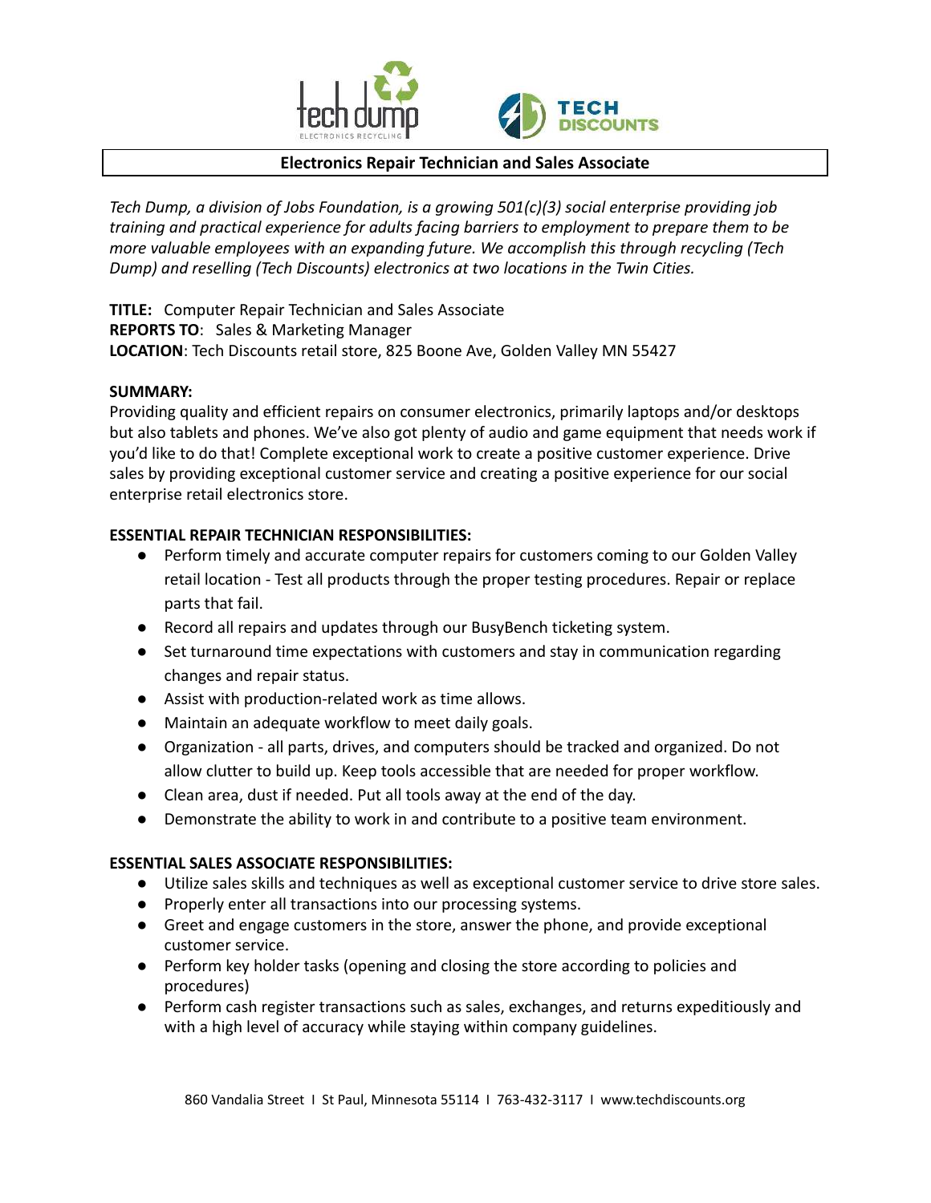## Electronics Repair Technician and Sales Associate

*Tech Dump, a division of Jobs Foundation, is a growing 501(c)(3) social enterprise providing job training and practical experience for adults facing barriers to employment to prepare them to be more valuable employees with an expanding future. We accomplish this through recycling (Tech Dump) and reselling (Tech Discounts) electronics at two locations in the Twin Cities.*

**TITLE:** Computer Repair Technician and Sales Associate
**REPORTS TO**: Sales & Marketing Manager
**LOCATION**: Tech Discounts retail store, 825 Boone Ave, Golden Valley MN 55427

**SUMMARY:**
Providing quality and efficient repairs on consumer electronics, primarily laptops and/or desktops but also tablets and phones. We've also got plenty of audio and game equipment that needs work if you'd like to do that! Complete exceptional work to create a positive customer experience. Drive sales by providing exceptional customer service and creating a positive experience for our social enterprise retail electronics store.

**ESSENTIAL REPAIR TECHNICIAN RESPONSIBILITIES:**

- Perform timely and accurate computer repairs for customers coming to our Golden Valley retail location - Test all products through the proper testing procedures. Repair or replace parts that fail.
- Record all repairs and updates through our BusyBench ticketing system.
- Set turnaround time expectations with customers and stay in communication regarding changes and repair status.
- Assist with production-related work as time allows.
- Maintain an adequate workflow to meet daily goals.
- Organization - all parts, drives, and computers should be tracked and organized. Do not allow clutter to build up. Keep tools accessible that are needed for proper workflow.
- Clean area, dust if needed. Put all tools away at the end of the day.
- Demonstrate the ability to work in and contribute to a positive team environment.

**ESSENTIAL SALES ASSOCIATE RESPONSIBILITIES:**

- Utilize sales skills and techniques as well as exceptional customer service to drive store sales.
- Properly enter all transactions into our processing systems.
- Greet and engage customers in the store, answer the phone, and provide exceptional customer service.
- Perform key holder tasks (opening and closing the store according to policies and procedures)
- Perform cash register transactions such as sales, exchanges, and returns expeditiously and with a high level of accuracy while staying within company guidelines.

860 Vandalia Street I St Paul, Minnesota 55114 I 763-432-3117 I www.techdiscounts.org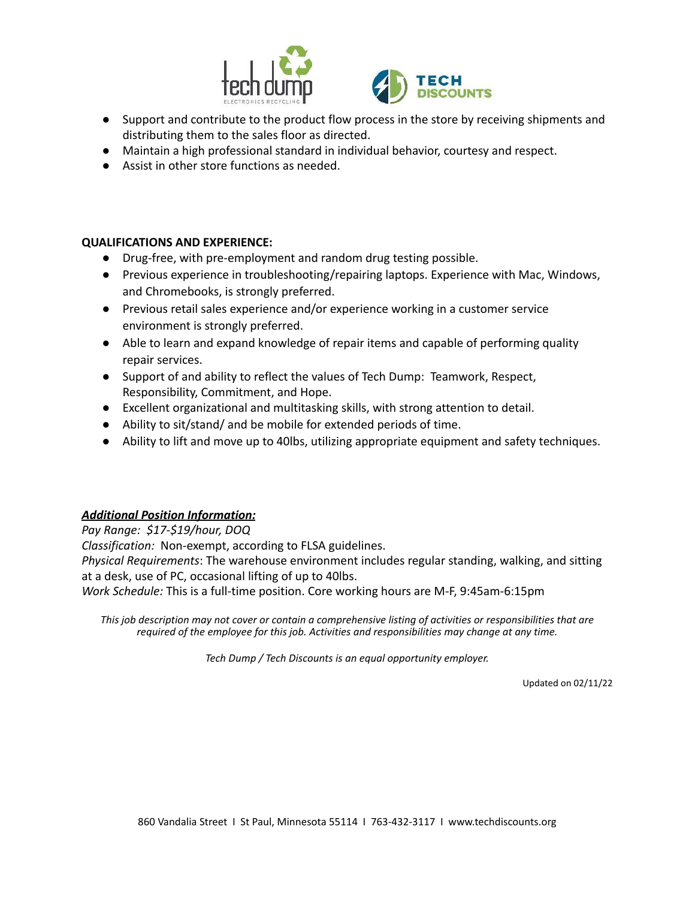- Support and contribute to the product flow process in the store by receiving shipments and distributing them to the sales floor as directed.
- Maintain a high professional standard in individual behavior, courtesy and respect.
- Assist in other store functions as needed.

**QUALIFICATIONS AND EXPERIENCE:**

- Drug-free, with pre-employment and random drug testing possible.
- Previous experience in troubleshooting/repairing laptops. Experience with Mac, Windows, and Chromebooks, is strongly preferred.
- Previous retail sales experience and/or experience working in a customer service environment is strongly preferred.
- Able to learn and expand knowledge of repair items and capable of performing quality repair services.
- Support of and ability to reflect the values of Tech Dump: Teamwork, Respect, Responsibility, Commitment, and Hope.
- Excellent organizational and multitasking skills, with strong attention to detail.
- Ability to sit/stand/ and be mobile for extended periods of time.
- Ability to lift and move up to 40lbs, utilizing appropriate equipment and safety techniques.

***Additional Position Information:***

*Pay Range: $17-$19/hour, DOQ*

*Classification:* Non-exempt, according to FLSA guidelines.

*Physical Requirements*: The warehouse environment includes regular standing, walking, and sitting at a desk, use of PC, occasional lifting of up to 40lbs.

*Work Schedule:* This is a full-time position. Core working hours are M-F, 9:45am-6:15pm

*This job description may not cover or contain a comprehensive listing of activities or responsibilities that are required of the employee for this job. Activities and responsibilities may change at any time.*

*Tech Dump / Tech Discounts is an equal opportunity employer.*

Updated on 02/11/22

860 Vandalia Street I St Paul, Minnesota 55114 I 763-432-3117 I www.techdiscounts.org